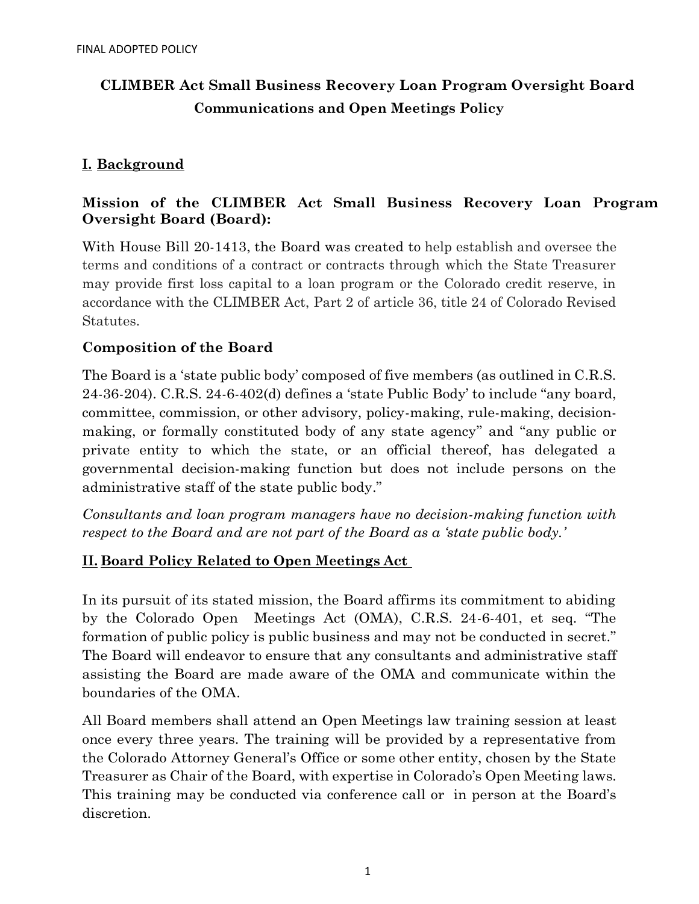FINAL ADOPTED POLICY

# CLIMBER Act Small Business Recovery Loan Program Oversight Board Communications and Open Meetings Policy

## I. Background

### Mission of the CLIMBER Act Small Business Recovery Loan Program Oversight Board (Board):

With House Bill 20-1413, the Board was created to help establish and oversee the terms and conditions of a contract or contracts through which the State Treasurer may provide first loss capital to a loan program or the Colorado credit reserve, in accordance with the CLIMBER Act, Part 2 of article 36, title 24 of Colorado Revised Statutes.

### Composition of the Board

The Board is a 'state public body' composed of five members (as outlined in C.R.S. 24-36-204). C.R.S. 24-6-402(d) defines a 'state Public Body' to include "any board, committee, commission, or other advisory, policy-making, rule-making, decision-making, or formally constituted body of any state agency" and "any public or private entity to which the state, or an official thereof, has delegated a governmental decision-making function but does not include persons on the administrative staff of the state public body."

*Consultants and loan program managers have no decision-making function with respect to the Board and are not part of the Board as a 'state public body.'*

## II. Board Policy Related to Open Meetings Act

In its pursuit of its stated mission, the Board affirms its commitment to abiding by the Colorado Open Meetings Act (OMA), C.R.S. 24-6-401, et seq. "The formation of public policy is public business and may not be conducted in secret." The Board will endeavor to ensure that any consultants and administrative staff assisting the Board are made aware of the OMA and communicate within the boundaries of the OMA.

All Board members shall attend an Open Meetings law training session at least once every three years. The training will be provided by a representative from the Colorado Attorney General's Office or some other entity, chosen by the State Treasurer as Chair of the Board, with expertise in Colorado's Open Meeting laws. This training may be conducted via conference call or in person at the Board's discretion.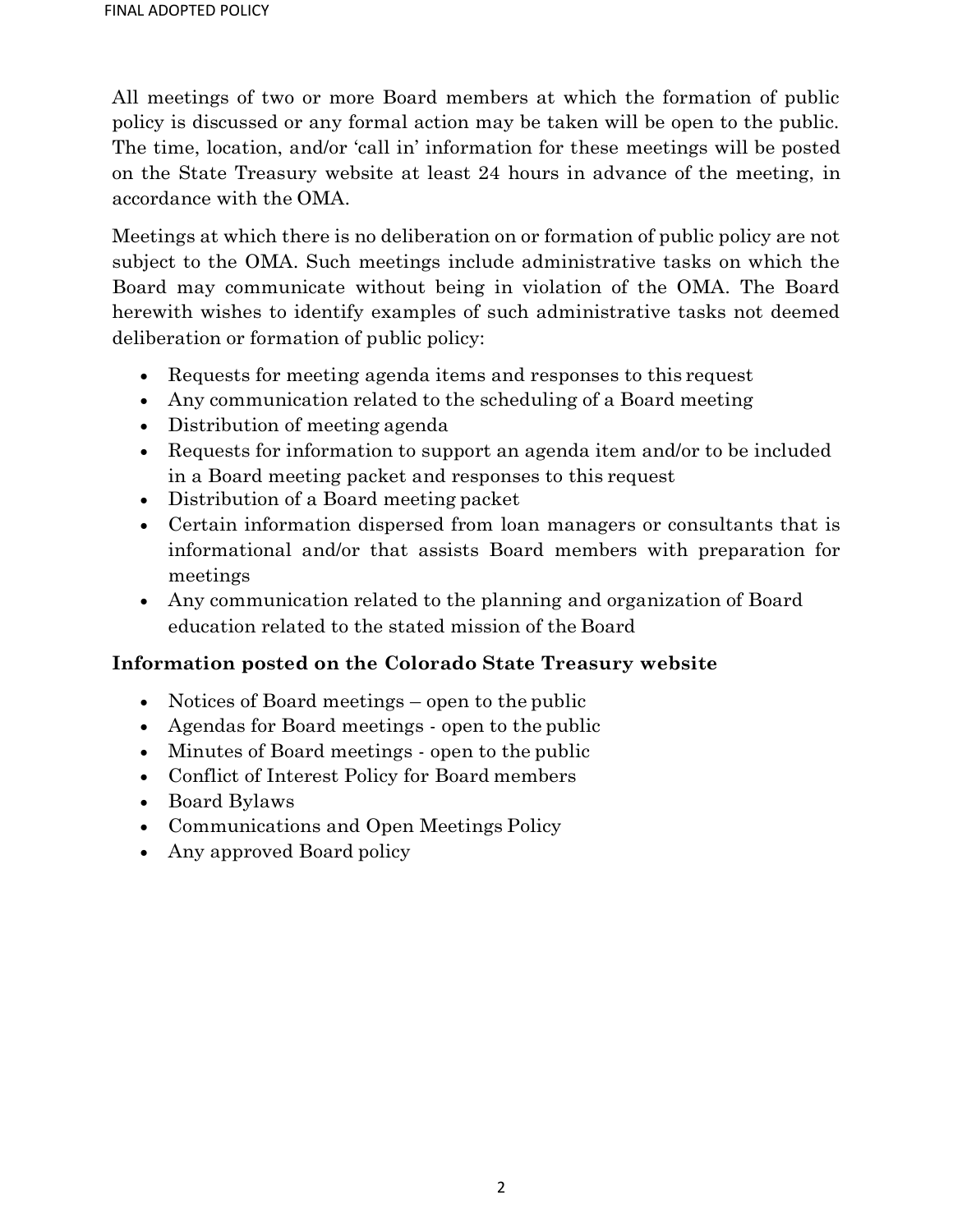All meetings of two or more Board members at which the formation of public policy is discussed or any formal action may be taken will be open to the public. The time, location, and/or 'call in' information for these meetings will be posted on the State Treasury website at least 24 hours in advance of the meeting, in accordance with the OMA.

Meetings at which there is no deliberation on or formation of public policy are not subject to the OMA. Such meetings include administrative tasks on which the Board may communicate without being in violation of the OMA. The Board herewith wishes to identify examples of such administrative tasks not deemed deliberation or formation of public policy:

- Requests for meeting agenda items and responses to this request
- Any communication related to the scheduling of a Board meeting
- Distribution of meeting agenda
- Requests for information to support an agenda item and/or to be included in a Board meeting packet and responses to this request
- Distribution of a Board meeting packet
- Certain information dispersed from loan managers or consultants that is informational and/or that assists Board members with preparation for meetings
- Any communication related to the planning and organization of Board education related to the stated mission of the Board

**Information posted on the Colorado State Treasury website**

- Notices of Board meetings – open to the public
- Agendas for Board meetings - open to the public
- Minutes of Board meetings - open to the public
- Conflict of Interest Policy for Board members
- Board Bylaws
- Communications and Open Meetings Policy
- Any approved Board policy